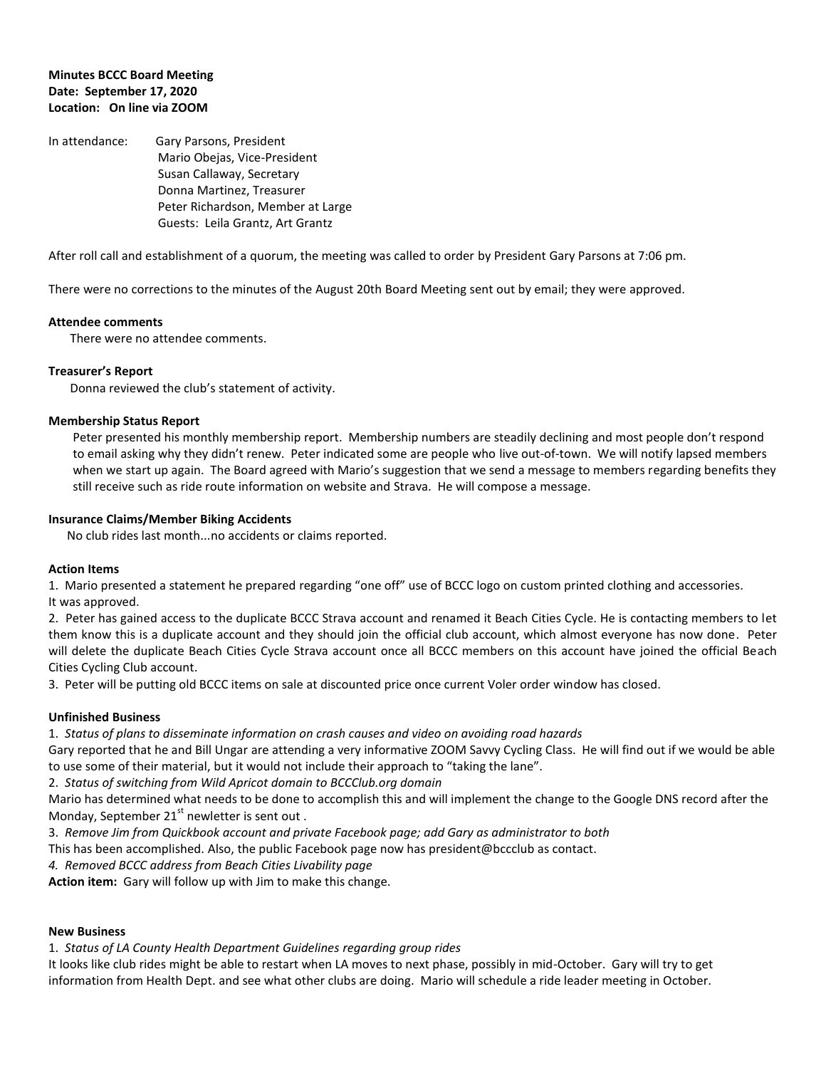**Minutes BCCC Board Meeting**
**Date: September 17, 2020**
**Location: On line via ZOOM**

In attendance: Gary Parsons, President
Mario Obejas, Vice-President
Susan Callaway, Secretary
Donna Martinez, Treasurer
Peter Richardson, Member at Large
Guests: Leila Grantz, Art Grantz

After roll call and establishment of a quorum, the meeting was called to order by President Gary Parsons at 7:06 pm.

There were no corrections to the minutes of the August 20th Board Meeting sent out by email; they were approved.

**Attendee comments**

There were no attendee comments.

**Treasurer's Report**

Donna reviewed the club's statement of activity.

**Membership Status Report**

Peter presented his monthly membership report. Membership numbers are steadily declining and most people don't respond to email asking why they didn't renew. Peter indicated some are people who live out-of-town. We will notify lapsed members when we start up again. The Board agreed with Mario's suggestion that we send a message to members regarding benefits they still receive such as ride route information on website and Strava. He will compose a message.

**Insurance Claims/Member Biking Accidents**

No club rides last month...no accidents or claims reported.

**Action Items**

1. Mario presented a statement he prepared regarding "one off" use of BCCC logo on custom printed clothing and accessories. It was approved.
2. Peter has gained access to the duplicate BCCC Strava account and renamed it Beach Cities Cycle. He is contacting members to let them know this is a duplicate account and they should join the official club account, which almost everyone has now done. Peter will delete the duplicate Beach Cities Cycle Strava account once all BCCC members on this account have joined the official Beach Cities Cycling Club account.
3. Peter will be putting old BCCC items on sale at discounted price once current Voler order window has closed.

**Unfinished Business**

1. *Status of plans to disseminate information on crash causes and video on avoiding road hazards*
Gary reported that he and Bill Ungar are attending a very informative ZOOM Savvy Cycling Class. He will find out if we would be able to use some of their material, but it would not include their approach to "taking the lane".
2. *Status of switching from Wild Apricot domain to BCCClub.org domain*
Mario has determined what needs to be done to accomplish this and will implement the change to the Google DNS record after the Monday, September 21st newletter is sent out .
3. *Remove Jim from Quickbook account and private Facebook page; add Gary as administrator to both*
This has been accomplished. Also, the public Facebook page now has president@bccclub as contact.
4. *Removed BCCC address from Beach Cities Livability page*
**Action item:** Gary will follow up with Jim to make this change.

**New Business**

1. *Status of LA County Health Department Guidelines regarding group rides*
It looks like club rides might be able to restart when LA moves to next phase, possibly in mid-October. Gary will try to get information from Health Dept. and see what other clubs are doing. Mario will schedule a ride leader meeting in October.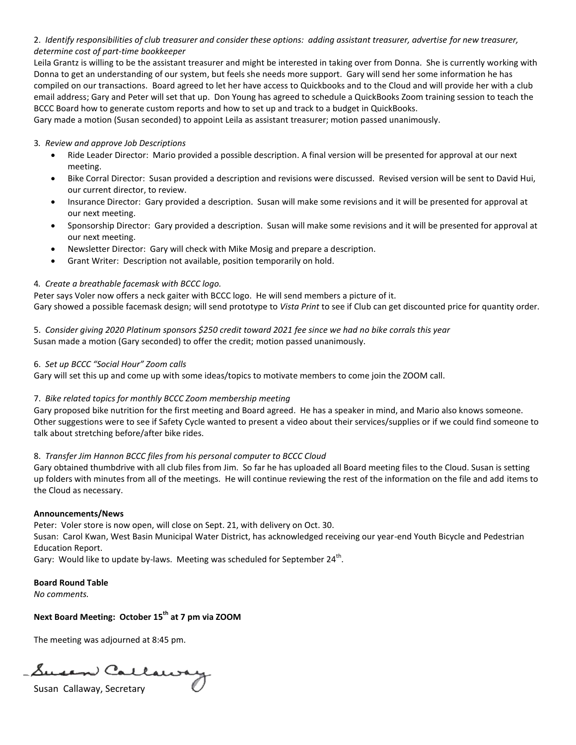2. *Identify responsibilities of club treasurer and consider these options: adding assistant treasurer, advertise for new treasurer, determine cost of part-time bookkeeper*

Leila Grantz is willing to be the assistant treasurer and might be interested in taking over from Donna. She is currently working with Donna to get an understanding of our system, but feels she needs more support. Gary will send her some information he has compiled on our transactions. Board agreed to let her have access to Quickbooks and to the Cloud and will provide her with a club email address; Gary and Peter will set that up. Don Young has agreed to schedule a QuickBooks Zoom training session to teach the BCCC Board how to generate custom reports and how to set up and track to a budget in QuickBooks.

Gary made a motion (Susan seconded) to appoint Leila as assistant treasurer; motion passed unanimously.

3. *Review and approve Job Descriptions*

- Ride Leader Director: Mario provided a possible description. A final version will be presented for approval at our next meeting.
- Bike Corral Director: Susan provided a description and revisions were discussed. Revised version will be sent to David Hui, our current director, to review.
- Insurance Director: Gary provided a description. Susan will make some revisions and it will be presented for approval at our next meeting.
- Sponsorship Director: Gary provided a description. Susan will make some revisions and it will be presented for approval at our next meeting.
- Newsletter Director: Gary will check with Mike Mosig and prepare a description.
- Grant Writer: Description not available, position temporarily on hold.

4. *Create a breathable facemask with BCCC logo.*

Peter says Voler now offers a neck gaiter with BCCC logo. He will send members a picture of it.

Gary showed a possible facemask design; will send prototype to *Vista Print* to see if Club can get discounted price for quantity order.

5. *Consider giving 2020 Platinum sponsors $250 credit toward 2021 fee since we had no bike corrals this year*

Susan made a motion (Gary seconded) to offer the credit; motion passed unanimously.

6. *Set up BCCC "Social Hour" Zoom calls*

Gary will set this up and come up with some ideas/topics to motivate members to come join the ZOOM call.

7. *Bike related topics for monthly BCCC Zoom membership meeting*

Gary proposed bike nutrition for the first meeting and Board agreed. He has a speaker in mind, and Mario also knows someone. Other suggestions were to see if Safety Cycle wanted to present a video about their services/supplies or if we could find someone to talk about stretching before/after bike rides.

8. *Transfer Jim Hannon BCCC files from his personal computer to BCCC Cloud*

Gary obtained thumbdrive with all club files from Jim. So far he has uploaded all Board meeting files to the Cloud. Susan is setting up folders with minutes from all of the meetings. He will continue reviewing the rest of the information on the file and add items to the Cloud as necessary.

**Announcements/News**

Peter: Voler store is now open, will close on Sept. 21, with delivery on Oct. 30.

Susan: Carol Kwan, West Basin Municipal Water District, has acknowledged receiving our year-end Youth Bicycle and Pedestrian Education Report.

Gary: Would like to update by-laws. Meeting was scheduled for September 24th.

**Board Round Table**

*No comments.*

**Next Board Meeting: October 15th at 7 pm via ZOOM**

The meeting was adjourned at 8:45 pm.

Susan Callaway

Susan Callaway, Secretary